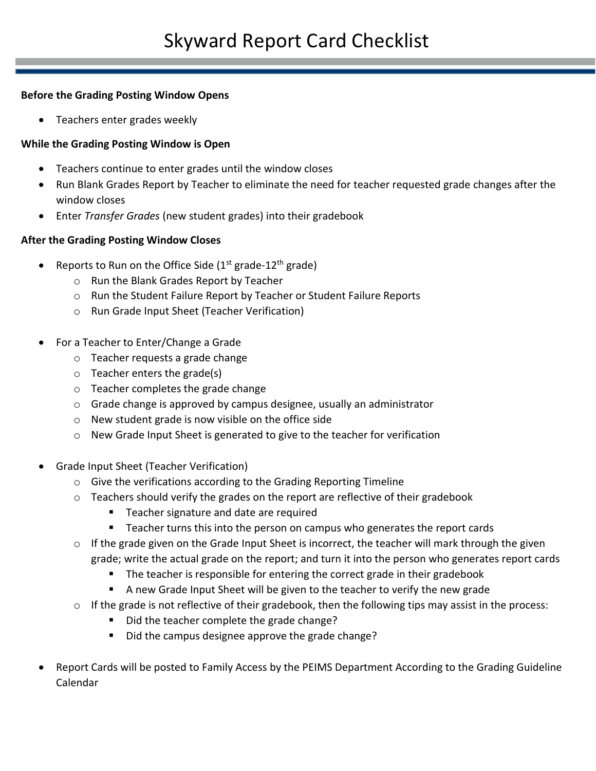# Skyward Report Card Checklist

**Before the Grading Posting Window Opens**

- Teachers enter grades weekly

**While the Grading Posting Window is Open**

- Teachers continue to enter grades until the window closes
- Run Blank Grades Report by Teacher to eliminate the need for teacher requested grade changes after the window closes
- Enter *Transfer Grades* (new student grades) into their gradebook

**After the Grading Posting Window Closes**

- Reports to Run on the Office Side (1st grade-12th grade)
  - Run the Blank Grades Report by Teacher
  - Run the Student Failure Report by Teacher or Student Failure Reports
  - Run Grade Input Sheet (Teacher Verification)

- For a Teacher to Enter/Change a Grade
  - Teacher requests a grade change
  - Teacher enters the grade(s)
  - Teacher completes the grade change
  - Grade change is approved by campus designee, usually an administrator
  - New student grade is now visible on the office side
  - New Grade Input Sheet is generated to give to the teacher for verification

- Grade Input Sheet (Teacher Verification)
  - Give the verifications according to the Grading Reporting Timeline
  - Teachers should verify the grades on the report are reflective of their gradebook
    - Teacher signature and date are required
    - Teacher turns this into the person on campus who generates the report cards
  - If the grade given on the Grade Input Sheet is incorrect, the teacher will mark through the given grade; write the actual grade on the report; and turn it into the person who generates report cards
    - The teacher is responsible for entering the correct grade in their gradebook
    - A new Grade Input Sheet will be given to the teacher to verify the new grade
  - If the grade is not reflective of their gradebook, then the following tips may assist in the process:
    - Did the teacher complete the grade change?
    - Did the campus designee approve the grade change?

- Report Cards will be posted to Family Access by the PEIMS Department According to the Grading Guideline Calendar